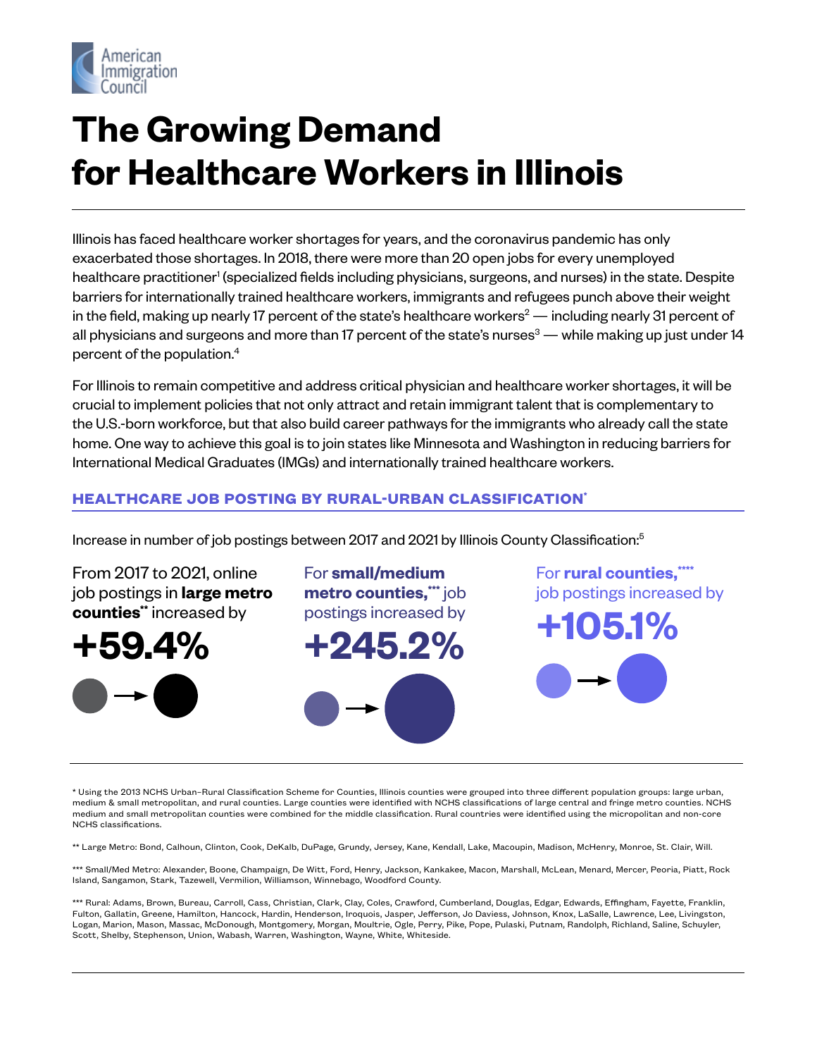American Immigration Council

# The Growing Demand for Healthcare Workers in Illinois

Illinois has faced healthcare worker shortages for years, and the coronavirus pandemic has only exacerbated those shortages. In 2018, there were more than 20 open jobs for every unemployed healthcare practitioner[1] (specialized fields including physicians, surgeons, and nurses) in the state. Despite barriers for internationally trained healthcare workers, immigrants and refugees punch above their weight in the field, making up nearly 17 percent of the state's healthcare workers[2] — including nearly 31 percent of all physicians and surgeons and more than 17 percent of the state's nurses[3] — while making up just under 14 percent of the population.[4]

For Illinois to remain competitive and address critical physician and healthcare worker shortages, it will be crucial to implement policies that not only attract and retain immigrant talent that is complementary to the U.S.-born workforce, but that also build career pathways for the immigrants who already call the state home. One way to achieve this goal is to join states like Minnesota and Washington in reducing barriers for International Medical Graduates (IMGs) and internationally trained healthcare workers.

## HEALTHCARE JOB POSTING BY RURAL-URBAN CLASSIFICATION*

Increase in number of job postings between 2017 and 2021 by Illinois County Classification:[5]

From 2017 to 2021, online job postings in **large metro counties**** increased by

**+59.4%**

For **small/medium metro counties,***** job postings increased by

**+245.2%**

For **rural counties,****** job postings increased by

**+105.1%**

* Using the 2013 NCHS Urban–Rural Classification Scheme for Counties, Illinois counties were grouped into three different population groups: large urban, medium & small metropolitan, and rural counties. Large counties were identified with NCHS classifications of large central and fringe metro counties. NCHS medium and small metropolitan counties were combined for the middle classification. Rural countries were identified using the micropolitan and non-core NCHS classifications.

** Large Metro: Bond, Calhoun, Clinton, Cook, DeKalb, DuPage, Grundy, Jersey, Kane, Kendall, Lake, Macoupin, Madison, McHenry, Monroe, St. Clair, Will.

*** Small/Med Metro: Alexander, Boone, Champaign, De Witt, Ford, Henry, Jackson, Kankakee, Macon, Marshall, McLean, Menard, Mercer, Peoria, Piatt, Rock Island, Sangamon, Stark, Tazewell, Vermilion, Williamson, Winnebago, Woodford County.

*** Rural: Adams, Brown, Bureau, Carroll, Cass, Christian, Clark, Clay, Coles, Crawford, Cumberland, Douglas, Edgar, Edwards, Effingham, Fayette, Franklin, Fulton, Gallatin, Greene, Hamilton, Hancock, Hardin, Henderson, Iroquois, Jasper, Jefferson, Jo Daviess, Johnson, Knox, LaSalle, Lawrence, Lee, Livingston, Logan, Marion, Mason, Massac, McDonough, Montgomery, Morgan, Moultrie, Ogle, Perry, Pike, Pope, Pulaski, Putnam, Randolph, Richland, Saline, Schuyler, Scott, Shelby, Stephenson, Union, Wabash, Warren, Washington, Wayne, White, Whiteside.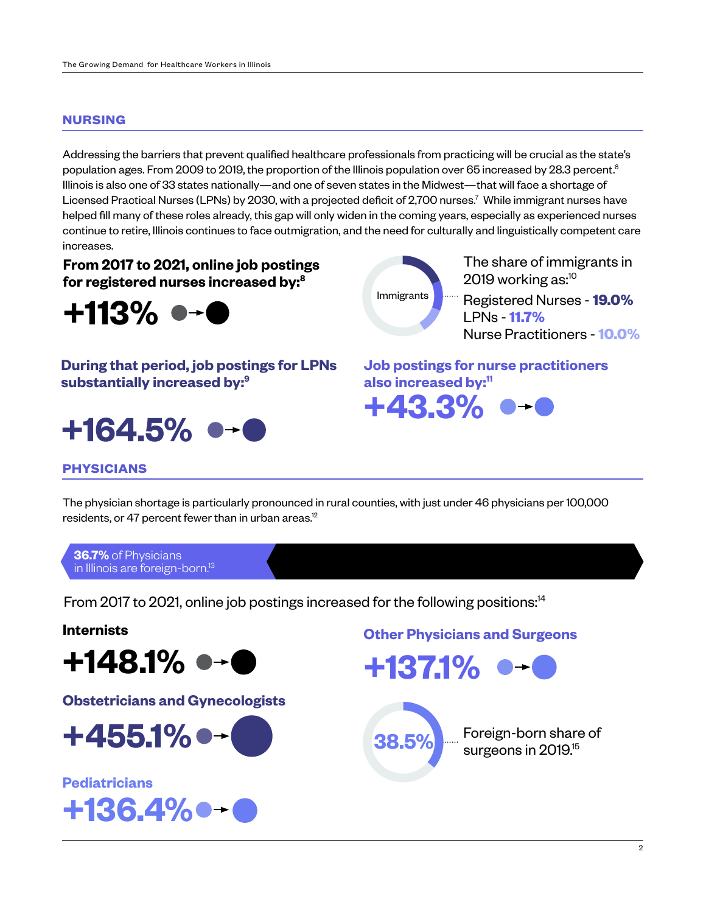## NURSING

Addressing the barriers that prevent qualified healthcare professionals from practicing will be crucial as the state's population ages. From 2009 to 2019, the proportion of the Illinois population over 65 increased by 28.3 percent.[6] Illinois is also one of 33 states nationally—and one of seven states in the Midwest—that will face a shortage of Licensed Practical Nurses (LPNs) by 2030, with a projected deficit of 2,700 nurses.[7] While immigrant nurses have helped fill many of these roles already, this gap will only widen in the coming years, especially as experienced nurses continue to retire, Illinois continues to face outmigration, and the need for culturally and linguistically competent care increases.

**From 2017 to 2021, online job postings for registered nurses increased by:[8]**

**+113%**

Immigrants

The share of immigrants in 2019 working as:[10]

- Registered Nurses - **19.0%**
- LPNs - **11.7%**
- Nurse Practitioners - **10.0%**

**During that period, job postings for LPNs substantially increased by:[9]**

**+164.5%**

**Job postings for nurse practitioners also increased by:[11]**

**+43.3%**

## PHYSICIANS

The physician shortage is particularly pronounced in rural counties, with just under 46 physicians per 100,000 residents, or 47 percent fewer than in urban areas.[12]

**36.7%** of Physicians in Illinois are foreign-born.[13]

From 2017 to 2021, online job postings increased for the following positions:[14]

**Internists**

**+148.1%**

**Obstetricians and Gynecologists**

**+455.1%**

**Pediatricians**

**+136.4%**

**Other Physicians and Surgeons**

**+137.1%**

**38.5%** Foreign-born share of surgeons in 2019.[15]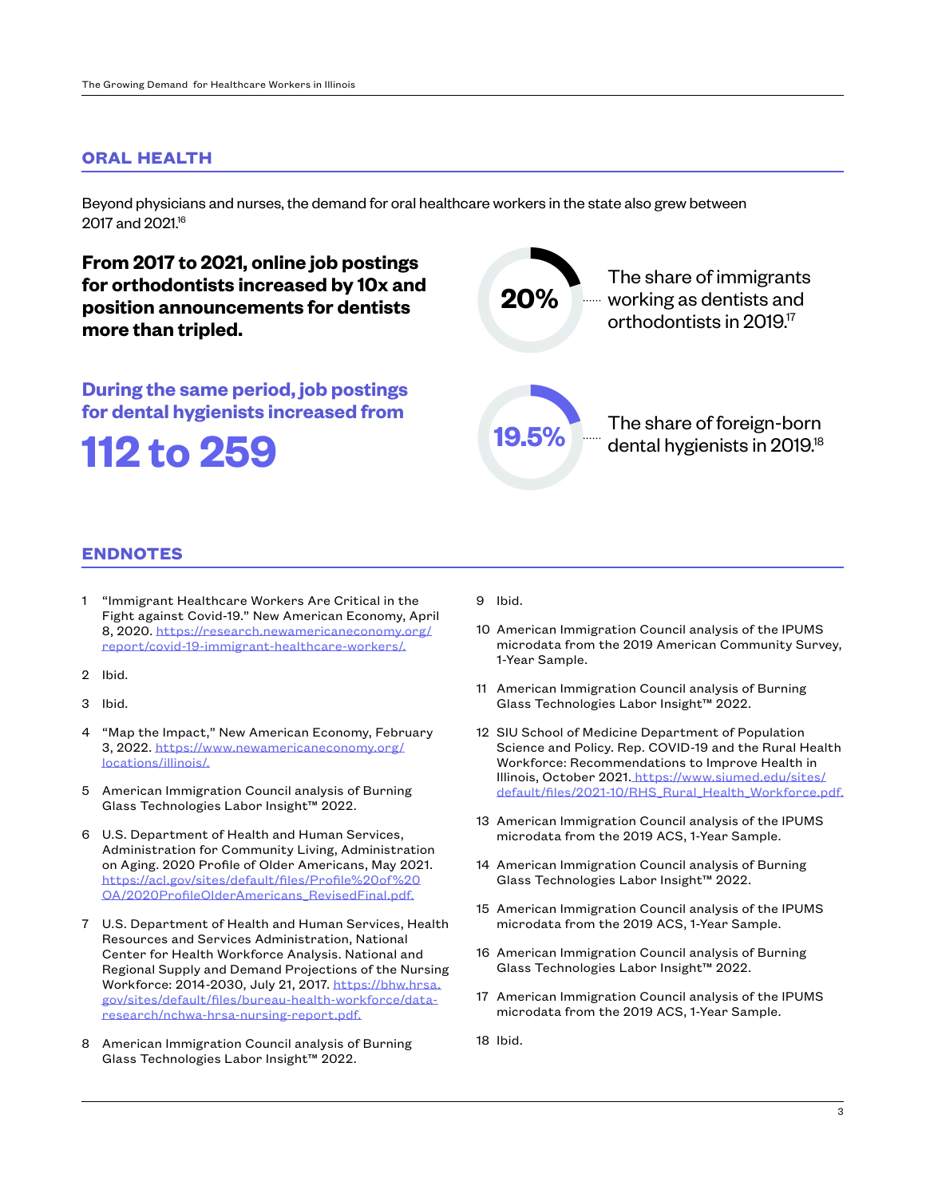## ORAL HEALTH

Beyond physicians and nurses, the demand for oral healthcare workers in the state also grew between 2017 and 2021.[16]

**From 2017 to 2021, online job postings for orthodontists increased by 10x and position announcements for dentists more than tripled.**

20%

The share of immigrants working as dentists and orthodontists in 2019.[17]

**During the same period, job postings for dental hygienists increased from**

# 112 to 259

19.5%

The share of foreign-born dental hygienists in 2019.[18]

## ENDNOTES

1. "Immigrant Healthcare Workers Are Critical in the Fight against Covid-19." New American Economy, April 8, 2020. https://research.newamericaneconomy.org/report/covid-19-immigrant-healthcare-workers/.
2. Ibid.
3. Ibid.
4. "Map the Impact," New American Economy, February 3, 2022. https://www.newamericaneconomy.org/locations/illinois/.
5. American Immigration Council analysis of Burning Glass Technologies Labor Insight™ 2022.
6. U.S. Department of Health and Human Services, Administration for Community Living, Administration on Aging. 2020 Profile of Older Americans, May 2021. https://acl.gov/sites/default/files/Profile%20of%20OA/2020ProfileOlderAmericans_RevisedFinal.pdf.
7. U.S. Department of Health and Human Services, Health Resources and Services Administration, National Center for Health Workforce Analysis. National and Regional Supply and Demand Projections of the Nursing Workforce: 2014-2030, July 21, 2017. https://bhw.hrsa.gov/sites/default/files/bureau-health-workforce/data-research/nchwa-hrsa-nursing-report.pdf.
8. American Immigration Council analysis of Burning Glass Technologies Labor Insight™ 2022.
9. Ibid.
10. American Immigration Council analysis of the IPUMS microdata from the 2019 American Community Survey, 1-Year Sample.
11. American Immigration Council analysis of Burning Glass Technologies Labor Insight™ 2022.
12. SIU School of Medicine Department of Population Science and Policy. Rep. COVID-19 and the Rural Health Workforce: Recommendations to Improve Health in Illinois, October 2021. https://www.siumed.edu/sites/default/files/2021-10/RHS_Rural_Health_Workforce.pdf.
13. American Immigration Council analysis of the IPUMS microdata from the 2019 ACS, 1-Year Sample.
14. American Immigration Council analysis of Burning Glass Technologies Labor Insight™ 2022.
15. American Immigration Council analysis of the IPUMS microdata from the 2019 ACS, 1-Year Sample.
16. American Immigration Council analysis of Burning Glass Technologies Labor Insight™ 2022.
17. American Immigration Council analysis of the IPUMS microdata from the 2019 ACS, 1-Year Sample.
18. Ibid.